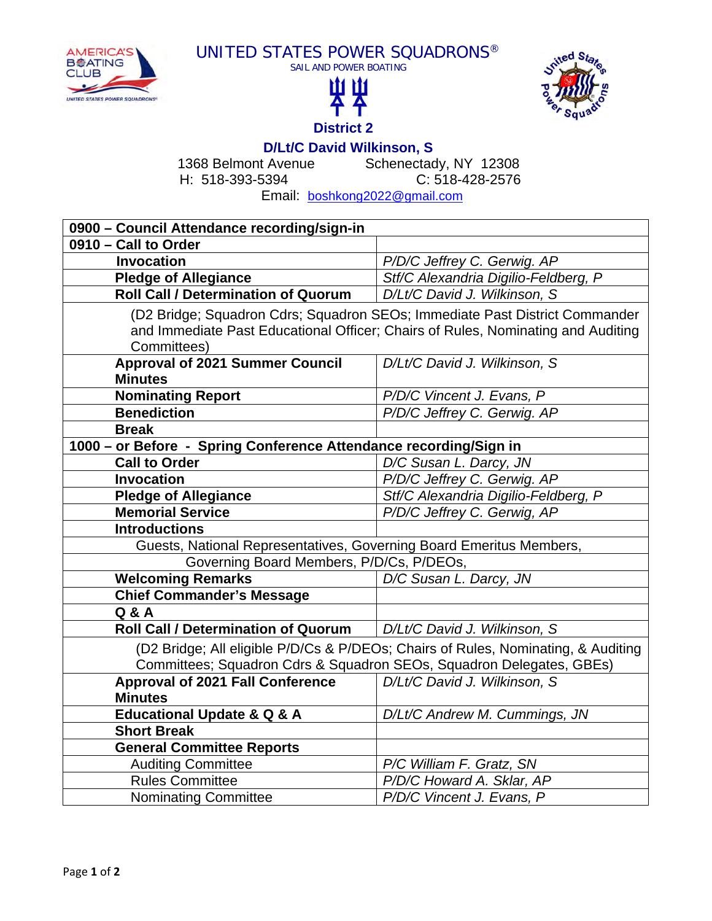UNITED STATES POWER SQUADRONS®

SAIL AND POWER BOATING

**District 2**

**D/Lt/C David Wilkinson, S**

1368 Belmont Avenue Schenectady, NY 12308

H: 518-393-5394 C: 518-428-2576

Email: boshkong2022@gmail.com

| **0900 – Council Attendance recording/sign-in** | |
|---|---|
| **0910 – Call to Order** | |
| **Invocation** | *P/D/C Jeffrey C. Gerwig. AP* |
| **Pledge of Allegiance** | *Stf/C Alexandria Digilio-Feldberg, P* |
| **Roll Call / Determination of Quorum** | *D/Lt/C David J. Wilkinson, S* |
| (D2 Bridge; Squadron Cdrs; Squadron SEOs; Immediate Past District Commander and Immediate Past Educational Officer; Chairs of Rules, Nominating and Auditing Committees) | |
| **Approval of 2021 Summer Council Minutes** | *D/Lt/C David J. Wilkinson, S* |
| **Nominating Report** | *P/D/C Vincent J. Evans, P* |
| **Benediction** | *P/D/C Jeffrey C. Gerwig. AP* |
| **Break** | |
| **1000 – or Before - Spring Conference Attendance recording/Sign in** | |
| **Call to Order** | *D/C Susan L. Darcy, JN* |
| **Invocation** | *P/D/C Jeffrey C. Gerwig. AP* |
| **Pledge of Allegiance** | *Stf/C Alexandria Digilio-Feldberg, P* |
| **Memorial Service** | *P/D/C Jeffrey C. Gerwig, AP* |
| **Introductions** | |
| Guests, National Representatives, Governing Board Emeritus Members, | |
| Governing Board Members, P/D/Cs, P/DEOs, | |
| **Welcoming Remarks** | *D/C Susan L. Darcy, JN* |
| **Chief Commander's Message** | |
| **Q & A** | |
| **Roll Call / Determination of Quorum** | *D/Lt/C David J. Wilkinson, S* |
| (D2 Bridge; All eligible P/D/Cs & P/DEOs; Chairs of Rules, Nominating, & Auditing Committees; Squadron Cdrs & Squadron SEOs, Squadron Delegates, GBEs) | |
| **Approval of 2021 Fall Conference Minutes** | *D/Lt/C David J. Wilkinson, S* |
| **Educational Update & Q & A** | *D/Lt/C Andrew M. Cummings, JN* |
| **Short Break** | |
| **General Committee Reports** | |
| Auditing Committee | *P/C William F. Gratz, SN* |
| Rules Committee | *P/D/C Howard A. Sklar, AP* |
| Nominating Committee | *P/D/C Vincent J. Evans, P* |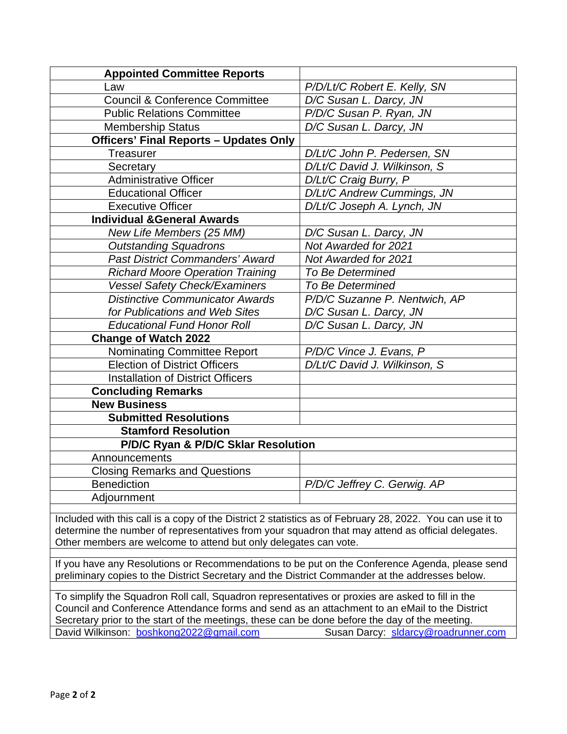| | |
|---|---|
| **Appointed Committee Reports** | |
| Law | *P/D/Lt/C Robert E. Kelly, SN* |
| Council & Conference Committee | *D/C Susan L. Darcy, JN* |
| Public Relations Committee | *P/D/C Susan P. Ryan, JN* |
| Membership Status | *D/C Susan L. Darcy, JN* |
| **Officers' Final Reports – Updates Only** | |
| Treasurer | *D/Lt/C John P. Pedersen, SN* |
| Secretary | *D/Lt/C David J. Wilkinson, S* |
| Administrative Officer | *D/Lt/C Craig Burry, P* |
| Educational Officer | *D/Lt/C Andrew Cummings, JN* |
| Executive Officer | *D/Lt/C Joseph A. Lynch, JN* |
| **Individual &General Awards** | |
| *New Life Members (25 MM)* | *D/C Susan L. Darcy, JN* |
| *Outstanding Squadrons* | *Not Awarded for 2021* |
| *Past District Commanders' Award* | *Not Awarded for 2021* |
| *Richard Moore Operation Training* | *To Be Determined* |
| *Vessel Safety Check/Examiners* | *To Be Determined* |
| *Distinctive Communicator Awards for Publications and Web Sites* | *P/D/C Suzanne P. Nentwich, AP* <br> *D/C Susan L. Darcy, JN* |
| *Educational Fund Honor Roll* | *D/C Susan L. Darcy, JN* |
| **Change of Watch 2022** | |
| Nominating Committee Report | *P/D/C Vince J. Evans, P* |
| Election of District Officers | *D/Lt/C David J. Wilkinson, S* |
| Installation of District Officers | |
| **Concluding Remarks** | |
| **New Business** | |
| **Submitted Resolutions** | |
| **Stamford Resolution** | |
| **P/D/C Ryan & P/D/C Sklar Resolution** | |
| Announcements | |
| Closing Remarks and Questions | |
| Benediction | *P/D/C Jeffrey C. Gerwig. AP* |
| Adjournment | |

Included with this call is a copy of the District 2 statistics as of February 28, 2022. You can use it to determine the number of representatives from your squadron that may attend as official delegates. Other members are welcome to attend but only delegates can vote.

If you have any Resolutions or Recommendations to be put on the Conference Agenda, please send preliminary copies to the District Secretary and the District Commander at the addresses below.

To simplify the Squadron Roll call, Squadron representatives or proxies are asked to fill in the Council and Conference Attendance forms and send as an attachment to an eMail to the District Secretary prior to the start of the meetings, these can be done before the day of the meeting.

David Wilkinson: boshkong2022@gmail.com          Susan Darcy: sldarcy@roadrunner.com